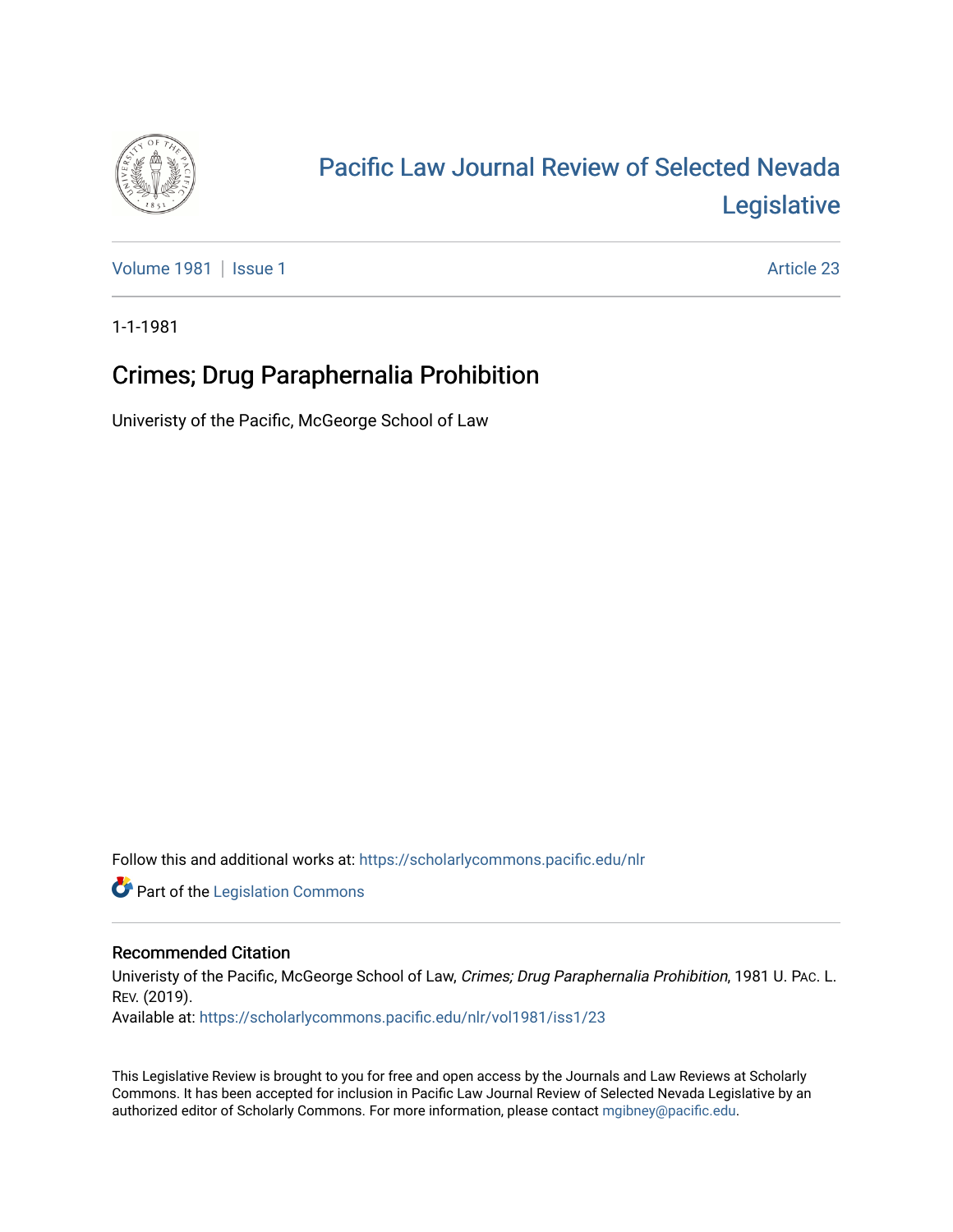# Pacific Law Journal Review of Selected Nevada Legislative

Volume 1981 | Issue 1 — Article 23

1-1-1981

## Crimes; Drug Paraphernalia Prohibition

Univeristy of the Pacific, McGeorge School of Law

Follow this and additional works at: https://scholarlycommons.pacific.edu/nlr

Part of the Legislation Commons

### Recommended Citation

Univeristy of the Pacific, McGeorge School of Law, *Crimes; Drug Paraphernalia Prohibition*, 1981 U. Pac. L. Rev. (2019).
Available at: https://scholarlycommons.pacific.edu/nlr/vol1981/iss1/23

This Legislative Review is brought to you for free and open access by the Journals and Law Reviews at Scholarly Commons. It has been accepted for inclusion in Pacific Law Journal Review of Selected Nevada Legislative by an authorized editor of Scholarly Commons. For more information, please contact mgibney@pacific.edu.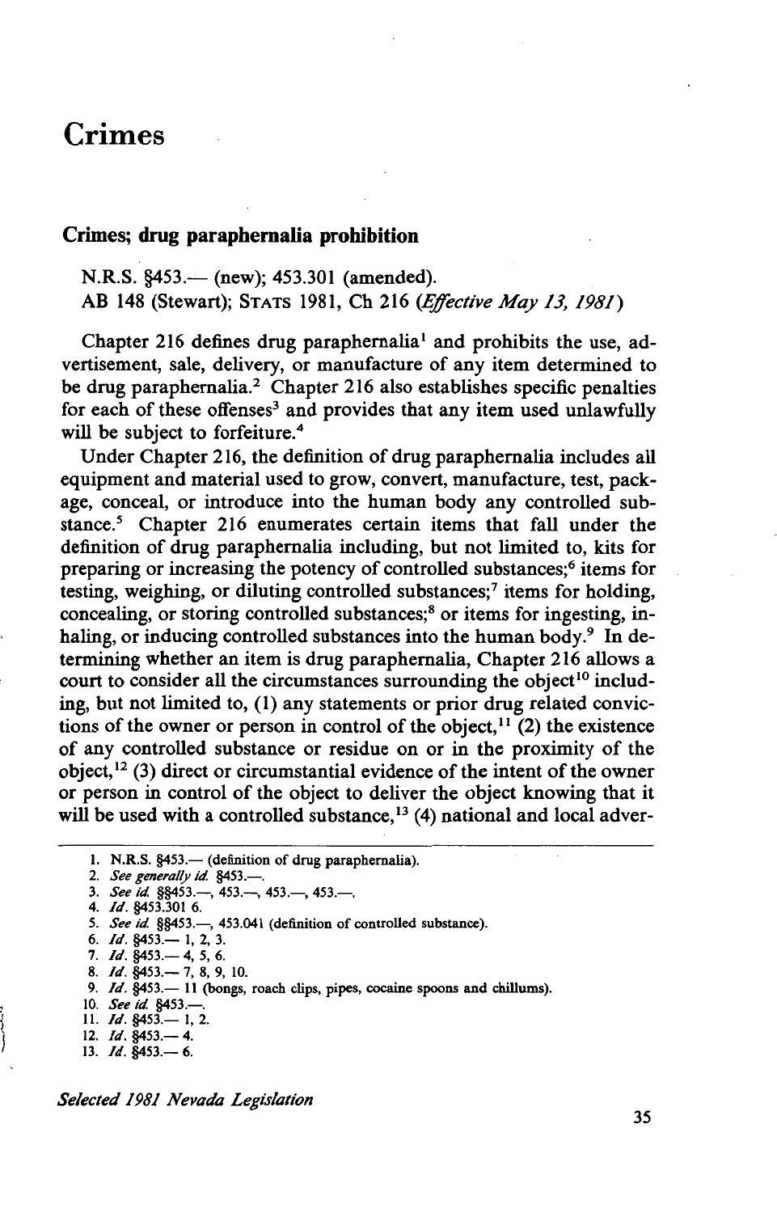# Crimes

## Crimes; drug paraphernalia prohibition

N.R.S. §453.— (new); 453.301 (amended).
AB 148 (Stewart); STATS 1981, Ch 216 (*Effective May 13, 1981*)

Chapter 216 defines drug paraphernalia[1] and prohibits the use, advertisement, sale, delivery, or manufacture of any item determined to be drug paraphernalia.[2] Chapter 216 also establishes specific penalties for each of these offenses[3] and provides that any item used unlawfully will be subject to forfeiture.[4]

Under Chapter 216, the definition of drug paraphernalia includes all equipment and material used to grow, convert, manufacture, test, package, conceal, or introduce into the human body any controlled substance.[5] Chapter 216 enumerates certain items that fall under the definition of drug paraphernalia including, but not limited to, kits for preparing or increasing the potency of controlled substances;[6] items for testing, weighing, or diluting controlled substances;[7] items for holding, concealing, or storing controlled substances;[8] or items for ingesting, inhaling, or inducing controlled substances into the human body.[9] In determining whether an item is drug paraphernalia, Chapter 216 allows a court to consider all the circumstances surrounding the object[10] including, but not limited to, (1) any statements or prior drug related convictions of the owner or person in control of the object,[11] (2) the existence of any controlled substance or residue on or in the proximity of the object,[12] (3) direct or circumstantial evidence of the intent of the owner or person in control of the object to deliver the object knowing that it will be used with a controlled substance,[13] (4) national and local adver-

1. N.R.S. §453.— (definition of drug paraphernalia).
2. *See generally id.* §453.—.
3. *See id.* §§453.—, 453.—, 453.—, 453.—.
4. *Id.* §453.301 6.
5. *See id.* §§453.—, 453.041 (definition of controlled substance).
6. *Id.* §453.— 1, 2, 3.
7. *Id.* §453.— 4, 5, 6.
8. *Id.* §453.— 7, 8, 9, 10.
9. *Id.* §453.— 11 (bongs, roach clips, pipes, cocaine spoons and chillums).
10. *See id.* §453.—.
11. *Id.* §453.— 1, 2.
12. *Id.* §453.— 4.
13. *Id.* §453.— 6.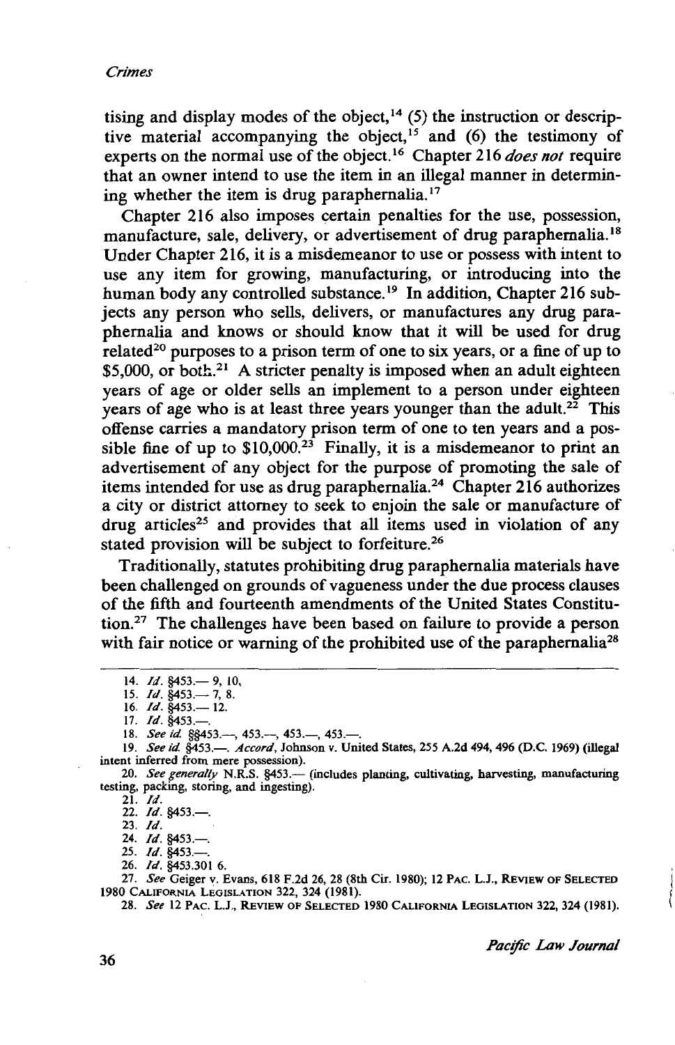tising and display modes of the object,[14] (5) the instruction or descriptive material accompanying the object,[15] and (6) the testimony of experts on the normal use of the object.[16] Chapter 216 *does not* require that an owner intend to use the item in an illegal manner in determining whether the item is drug paraphernalia.[17]

Chapter 216 also imposes certain penalties for the use, possession, manufacture, sale, delivery, or advertisement of drug paraphernalia.[18] Under Chapter 216, it is a misdemeanor to use or possess with intent to use any item for growing, manufacturing, or introducing into the human body any controlled substance.[19] In addition, Chapter 216 subjects any person who sells, delivers, or manufactures any drug paraphernalia and knows or should know that it will be used for drug related[20] purposes to a prison term of one to six years, or a fine of up to $5,000, or both.[21] A stricter penalty is imposed when an adult eighteen years of age or older sells an implement to a person under eighteen years of age who is at least three years younger than the adult.[22] This offense carries a mandatory prison term of one to ten years and a possible fine of up to $10,000.[23] Finally, it is a misdemeanor to print an advertisement of any object for the purpose of promoting the sale of items intended for use as drug paraphernalia.[24] Chapter 216 authorizes a city or district attorney to seek to enjoin the sale or manufacture of drug articles[25] and provides that all items used in violation of any stated provision will be subject to forfeiture.[26]

Traditionally, statutes prohibiting drug paraphernalia materials have been challenged on grounds of vagueness under the due process clauses of the fifth and fourteenth amendments of the United States Constitution.[27] The challenges have been based on failure to provide a person with fair notice or warning of the prohibited use of the paraphernalia[28]

---

14. *Id.* §453.— 9, 10.
15. *Id.* §453.— 7, 8.
16. *Id.* §453.— 12.
17. *Id.* §453.—.
18. *See id.* §§453.—, 453.—, 453.—, 453.—.
19. *See id.* §453.—. *Accord*, Johnson v. United States, 255 A.2d 494, 496 (D.C. 1969) (illegal intent inferred from mere possession).
20. *See generally* N.R.S. §453.— (includes planting, cultivating, harvesting, manufacturing testing, packing, storing, and ingesting).
21. *Id.*
22. *Id.* §453.—.
23. *Id.*
24. *Id.* §453.—.
25. *Id.* §453.—.
26. *Id.* §453.301 6.
27. *See* Geiger v. Evans, 618 F.2d 26, 28 (8th Cir. 1980); 12 PAC. L.J., REVIEW OF SELECTED 1980 CALIFORNIA LEGISLATION 322, 324 (1981).
28. *See* 12 PAC. L.J., REVIEW OF SELECTED 1980 CALIFORNIA LEGISLATION 322, 324 (1981).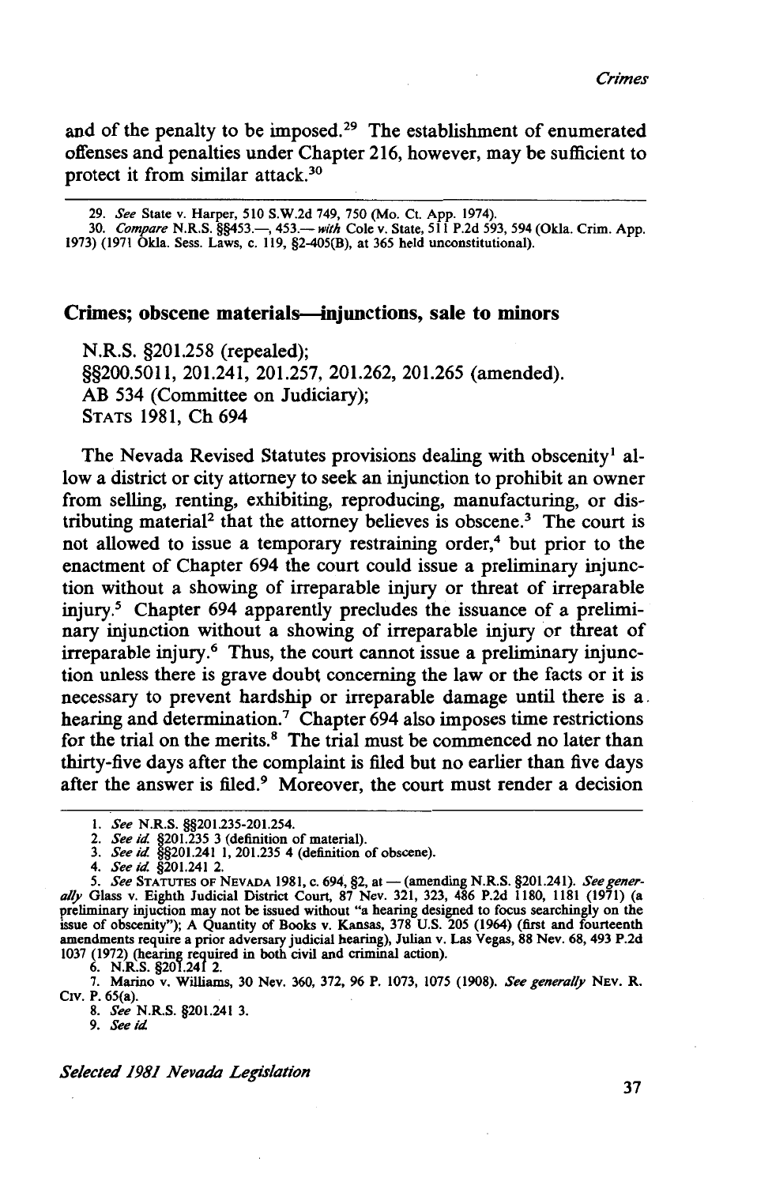and of the penalty to be imposed.[29] The establishment of enumerated offenses and penalties under Chapter 216, however, may be sufficient to protect it from similar attack.[30]

---

29. *See* State v. Harper, 510 S.W.2d 749, 750 (Mo. Ct. App. 1974).
30. *Compare* N.R.S. §§453.—, 453.— *with* Cole v. State, 511 P.2d 593, 594 (Okla. Crim. App. 1973) (1971 Okla. Sess. Laws, c. 119, §2-405(B), at 365 held unconstitutional).

## Crimes; obscene materials—injunctions, sale to minors

N.R.S. §201.258 (repealed);
§§200.5011, 201.241, 201.257, 201.262, 201.265 (amended).
AB 534 (Committee on Judiciary);
STATS 1981, Ch 694

The Nevada Revised Statutes provisions dealing with obscenity[1] allow a district or city attorney to seek an injunction to prohibit an owner from selling, renting, exhibiting, reproducing, manufacturing, or distributing material[2] that the attorney believes is obscene.[3] The court is not allowed to issue a temporary restraining order,[4] but prior to the enactment of Chapter 694 the court could issue a preliminary injunction without a showing of irreparable injury or threat of irreparable injury.[5] Chapter 694 apparently precludes the issuance of a preliminary injunction without a showing of irreparable injury or threat of irreparable injury.[6] Thus, the court cannot issue a preliminary injunction unless there is grave doubt concerning the law or the facts or it is necessary to prevent hardship or irreparable damage until there is a hearing and determination.[7] Chapter 694 also imposes time restrictions for the trial on the merits.[8] The trial must be commenced no later than thirty-five days after the complaint is filed but no earlier than five days after the answer is filed.[9] Moreover, the court must render a decision

---

1. *See* N.R.S. §§201.235-201.254.
2. *See id.* §201.235 3 (definition of material).
3. *See id.* §§201.241 1, 201.235 4 (definition of obscene).
4. *See id.* §201.241 2.
5. *See* STATUTES OF NEVADA 1981, c. 694, §2, at — (amending N.R.S. §201.241). *See generally* Glass v. Eighth Judicial District Court, 87 Nev. 321, 323, 486 P.2d 1180, 1181 (1971) (a preliminary injunction may not be issued without "a hearing designed to focus searchingly on the issue of obscenity"); A Quantity of Books v. Kansas, 378 U.S. 205 (1964) (first and fourteenth amendments require a prior adversary judicial hearing), Julian v. Las Vegas, 88 Nev. 68, 493 P.2d 1037 (1972) (hearing required in both civil and criminal action).
6. N.R.S. §201.241 2.
7. Marino v. Williams, 30 Nev. 360, 372, 96 P. 1073, 1075 (1908). *See generally* NEV. R. CIV. P. 65(a).
8. *See* N.R.S. §201.241 3.
9. *See id.*